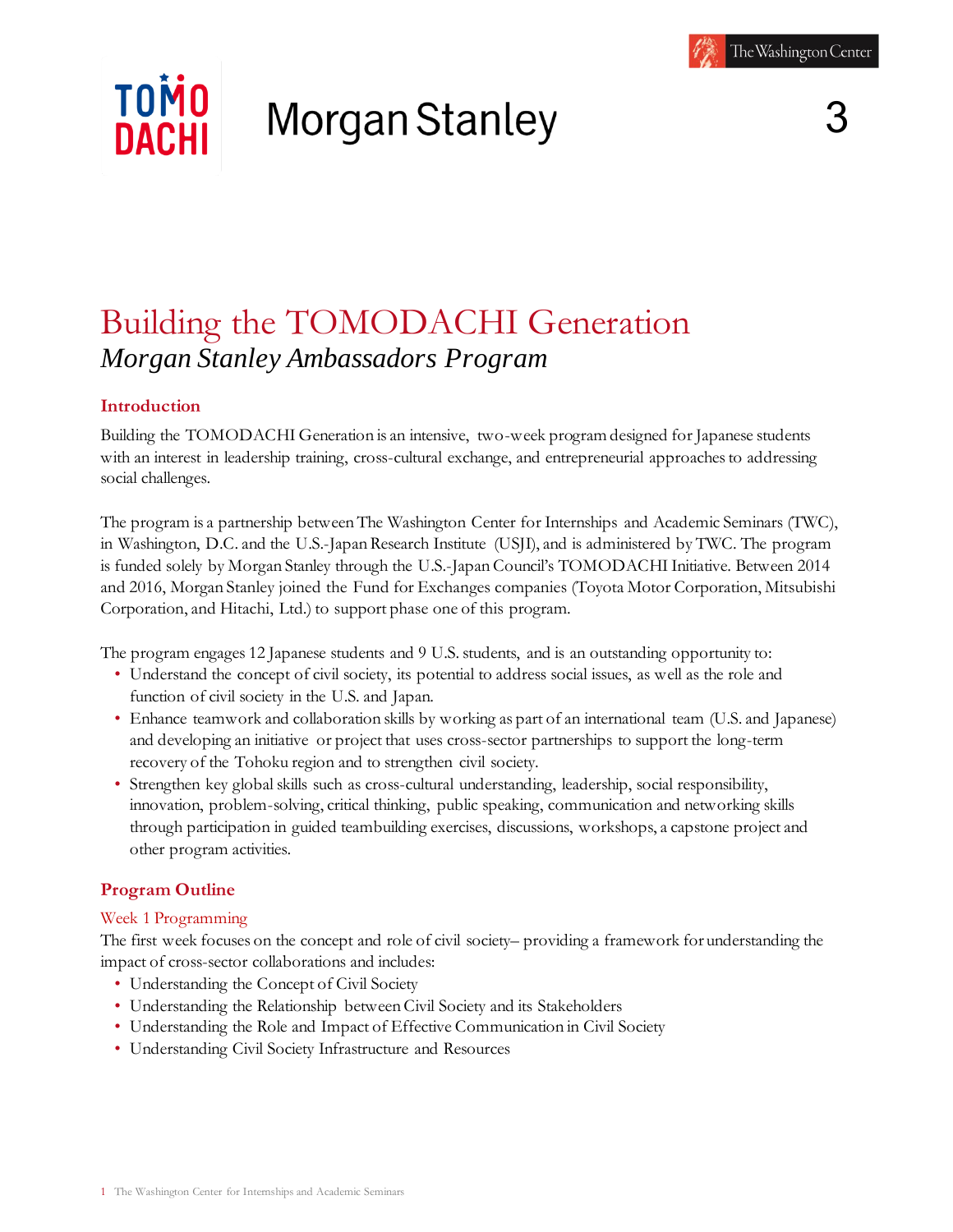# Building the TOMODACHI Generation

## *Morgan Stanley Ambassadors Program*

### Introduction

Building the TOMODACHI Generation is an intensive, two-week program designed for Japanese students with an interest in leadership training, cross-cultural exchange, and entrepreneurial approaches to addressing social challenges.

The program is a partnership between The Washington Center for Internships and Academic Seminars (TWC), in Washington, D.C. and the U.S.-Japan Research Institute (USJI), and is administered by TWC. The program is funded solely by Morgan Stanley through the U.S.-Japan Council's TOMODACHI Initiative. Between 2014 and 2016, Morgan Stanley joined the Fund for Exchanges companies (Toyota Motor Corporation, Mitsubishi Corporation, and Hitachi, Ltd.) to support phase one of this program.

The program engages 12 Japanese students and 9 U.S. students, and is an outstanding opportunity to:

- Understand the concept of civil society, its potential to address social issues, as well as the role and function of civil society in the U.S. and Japan.
- Enhance teamwork and collaboration skills by working as part of an international team (U.S. and Japanese) and developing an initiative or project that uses cross-sector partnerships to support the long-term recovery of the Tohoku region and to strengthen civil society.
- Strengthen key global skills such as cross-cultural understanding, leadership, social responsibility, innovation, problem-solving, critical thinking, public speaking, communication and networking skills through participation in guided teambuilding exercises, discussions, workshops, a capstone project and other program activities.

### Program Outline

#### Week 1 Programming

The first week focuses on the concept and role of civil society– providing a framework for understanding the impact of cross-sector collaborations and includes:

- Understanding the Concept of Civil Society
- Understanding the Relationship between Civil Society and its Stakeholders
- Understanding the Role and Impact of Effective Communication in Civil Society
- Understanding Civil Society Infrastructure and Resources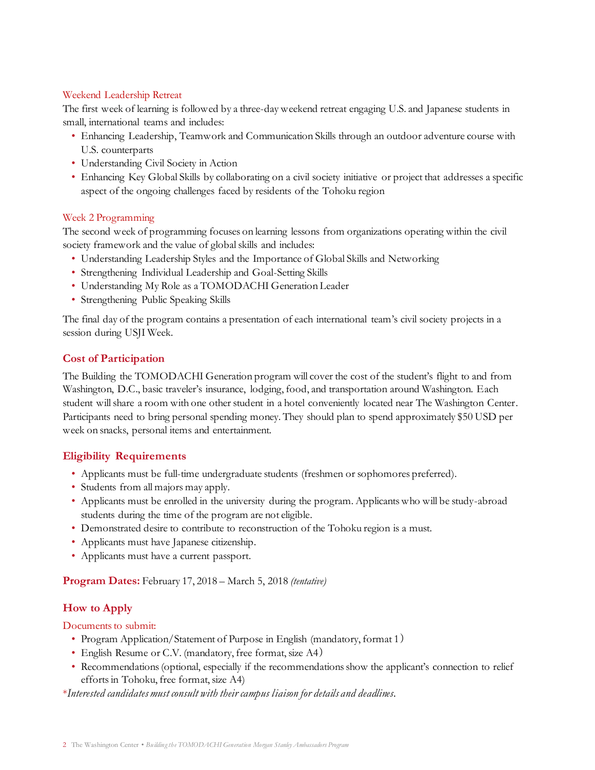### Weekend Leadership Retreat

The first week of learning is followed by a three-day weekend retreat engaging U.S. and Japanese students in small, international teams and includes:

- Enhancing Leadership, Teamwork and Communication Skills through an outdoor adventure course with U.S. counterparts
- Understanding Civil Society in Action
- Enhancing Key Global Skills by collaborating on a civil society initiative or project that addresses a specific aspect of the ongoing challenges faced by residents of the Tohoku region

### Week 2 Programming

The second week of programming focuses on learning lessons from organizations operating within the civil society framework and the value of global skills and includes:

- Understanding Leadership Styles and the Importance of Global Skills and Networking
- Strengthening Individual Leadership and Goal-Setting Skills
- Understanding My Role as a TOMODACHI Generation Leader
- Strengthening Public Speaking Skills

The final day of the program contains a presentation of each international team's civil society projects in a session during USJI Week.

## Cost of Participation

The Building the TOMODACHI Generation program will cover the cost of the student's flight to and from Washington, D.C., basic traveler's insurance, lodging, food, and transportation around Washington. Each student will share a room with one other student in a hotel conveniently located near The Washington Center. Participants need to bring personal spending money. They should plan to spend approximately $50 USD per week on snacks, personal items and entertainment.

## Eligibility Requirements

- Applicants must be full-time undergraduate students (freshmen or sophomores preferred).
- Students from all majors may apply.
- Applicants must be enrolled in the university during the program. Applicants who will be study-abroad students during the time of the program are not eligible.
- Demonstrated desire to contribute to reconstruction of the Tohoku region is a must.
- Applicants must have Japanese citizenship.
- Applicants must have a current passport.

**Program Dates:** February 17, 2018 – March 5, 2018 *(tentative)*

## How to Apply

### Documents to submit:

- Program Application/Statement of Purpose in English (mandatory, format 1)
- English Resume or C.V. (mandatory, free format, size A4)
- Recommendations (optional, especially if the recommendations show the applicant's connection to relief efforts in Tohoku, free format, size A4)

**Interested candidates must consult with their campus liaison for details and deadlines.*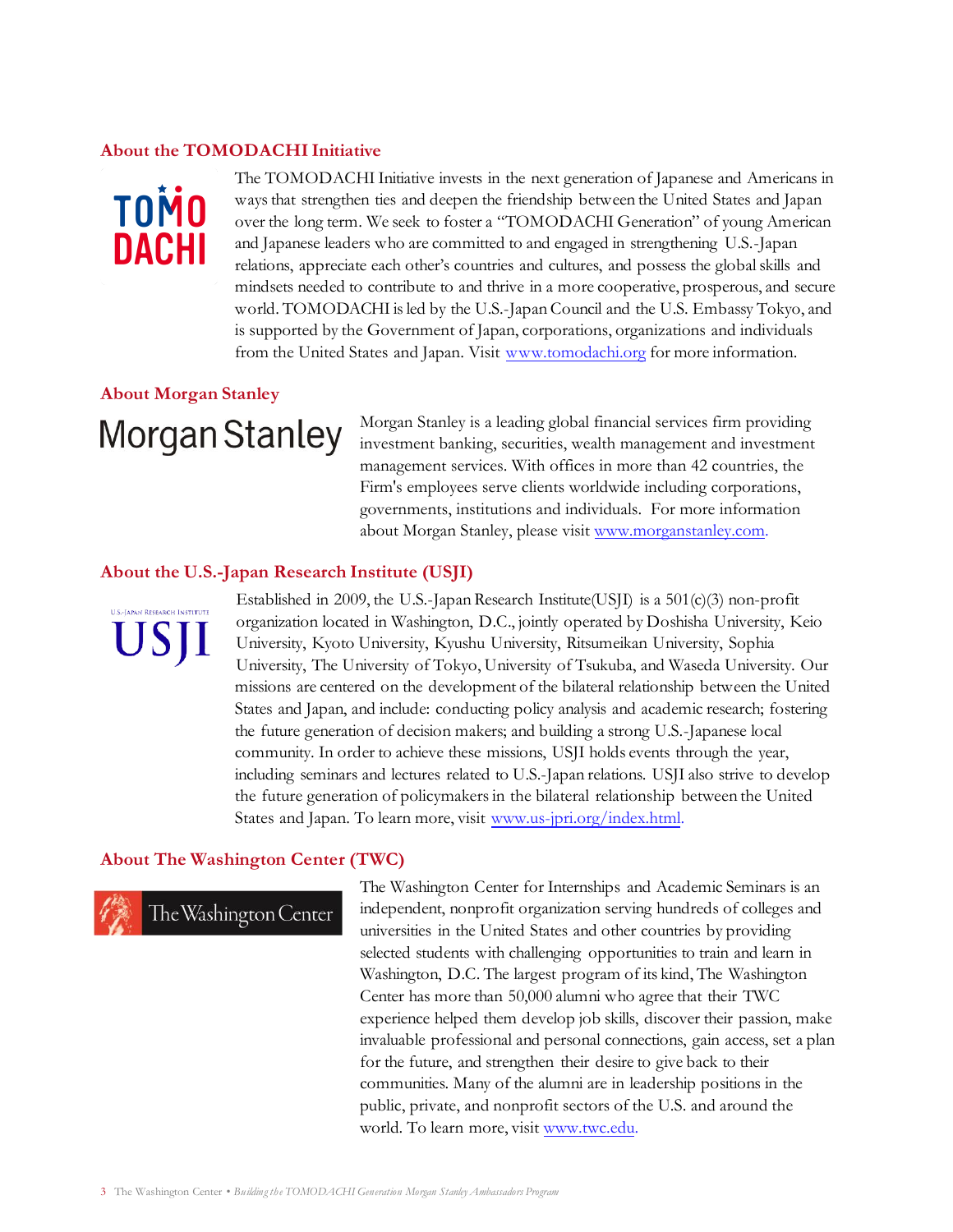## About the TOMODACHI Initiative

The TOMODACHI Initiative invests in the next generation of Japanese and Americans in ways that strengthen ties and deepen the friendship between the United States and Japan over the long term. We seek to foster a "TOMODACHI Generation" of young American and Japanese leaders who are committed to and engaged in strengthening U.S.-Japan relations, appreciate each other's countries and cultures, and possess the global skills and mindsets needed to contribute to and thrive in a more cooperative, prosperous, and secure world. TOMODACHI is led by the U.S.-Japan Council and the U.S. Embassy Tokyo, and is supported by the Government of Japan, corporations, organizations and individuals from the United States and Japan. Visit www.tomodachi.org for more information.

## About Morgan Stanley

Morgan Stanley is a leading global financial services firm providing investment banking, securities, wealth management and investment management services. With offices in more than 42 countries, the Firm's employees serve clients worldwide including corporations, governments, institutions and individuals. For more information about Morgan Stanley, please visit www.morganstanley.com.

## About the U.S.-Japan Research Institute (USJI)

Established in 2009, the U.S.-Japan Research Institute(USJI) is a 501(c)(3) non-profit organization located in Washington, D.C., jointly operated by Doshisha University, Keio University, Kyoto University, Kyushu University, Ritsumeikan University, Sophia University, The University of Tokyo, University of Tsukuba, and Waseda University. Our missions are centered on the development of the bilateral relationship between the United States and Japan, and include: conducting policy analysis and academic research; fostering the future generation of decision makers; and building a strong U.S.-Japanese local community. In order to achieve these missions, USJI holds events through the year, including seminars and lectures related to U.S.-Japan relations. USJI also strive to develop the future generation of policymakers in the bilateral relationship between the United States and Japan. To learn more, visit www.us-jpri.org/index.html.

## About The Washington Center (TWC)

The Washington Center for Internships and Academic Seminars is an independent, nonprofit organization serving hundreds of colleges and universities in the United States and other countries by providing selected students with challenging opportunities to train and learn in Washington, D.C. The largest program of its kind, The Washington Center has more than 50,000 alumni who agree that their TWC experience helped them develop job skills, discover their passion, make invaluable professional and personal connections, gain access, set a plan for the future, and strengthen their desire to give back to their communities. Many of the alumni are in leadership positions in the public, private, and nonprofit sectors of the U.S. and around the world. To learn more, visit www.twc.edu.